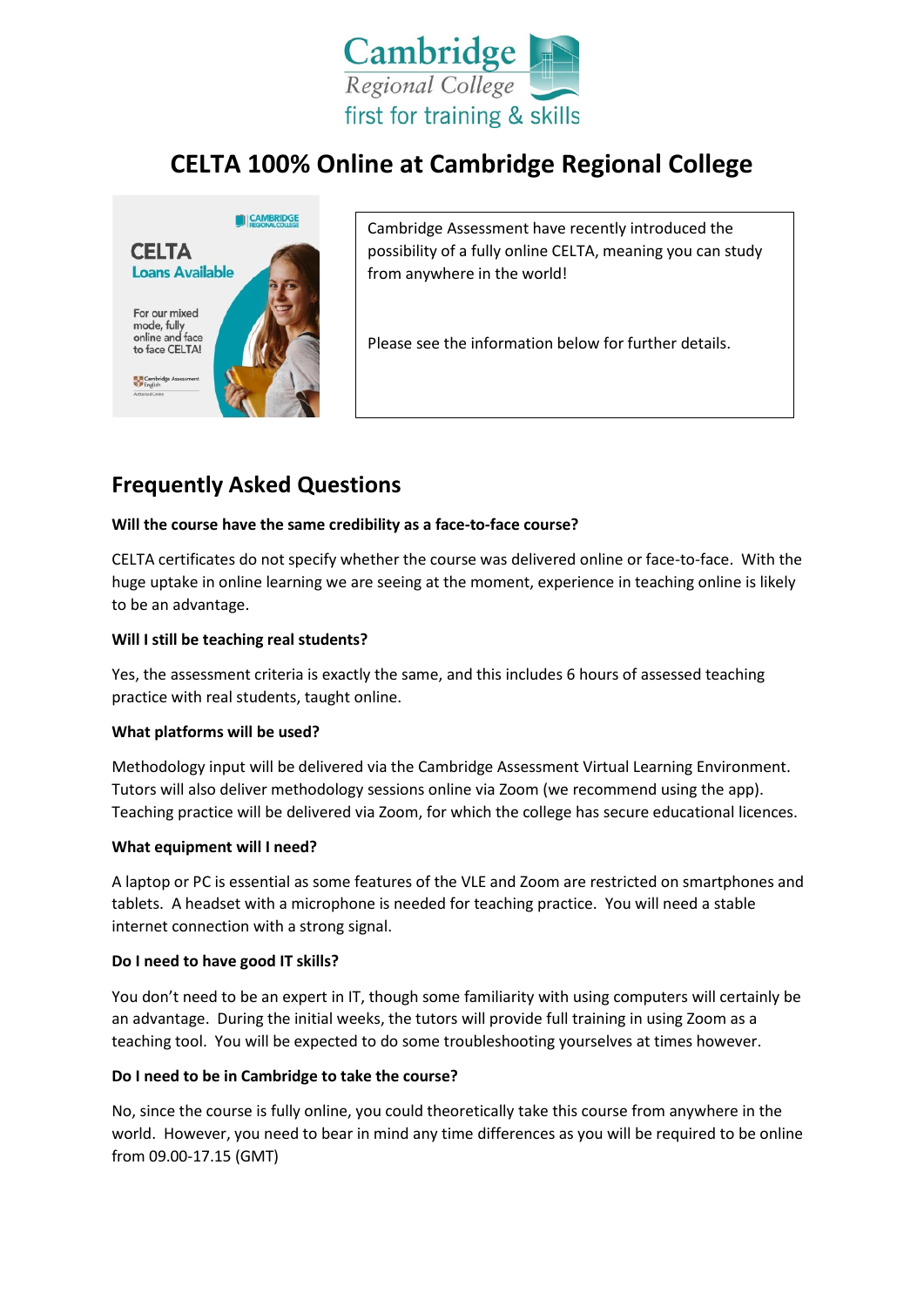# CELTA 100% Online at Cambridge Regional College

Cambridge Assessment have recently introduced the possibility of a fully online CELTA, meaning you can study from anywhere in the world!

Please see the information below for further details.

## Frequently Asked Questions

**Will the course have the same credibility as a face-to-face course?**

CELTA certificates do not specify whether the course was delivered online or face-to-face. With the huge uptake in online learning we are seeing at the moment, experience in teaching online is likely to be an advantage.

**Will I still be teaching real students?**

Yes, the assessment criteria is exactly the same, and this includes 6 hours of assessed teaching practice with real students, taught online.

**What platforms will be used?**

Methodology input will be delivered via the Cambridge Assessment Virtual Learning Environment. Tutors will also deliver methodology sessions online via Zoom (we recommend using the app). Teaching practice will be delivered via Zoom, for which the college has secure educational licences.

**What equipment will I need?**

A laptop or PC is essential as some features of the VLE and Zoom are restricted on smartphones and tablets. A headset with a microphone is needed for teaching practice. You will need a stable internet connection with a strong signal.

**Do I need to have good IT skills?**

You don't need to be an expert in IT, though some familiarity with using computers will certainly be an advantage. During the initial weeks, the tutors will provide full training in using Zoom as a teaching tool. You will be expected to do some troubleshooting yourselves at times however.

**Do I need to be in Cambridge to take the course?**

No, since the course is fully online, you could theoretically take this course from anywhere in the world. However, you need to bear in mind any time differences as you will be required to be online from 09.00-17.15 (GMT)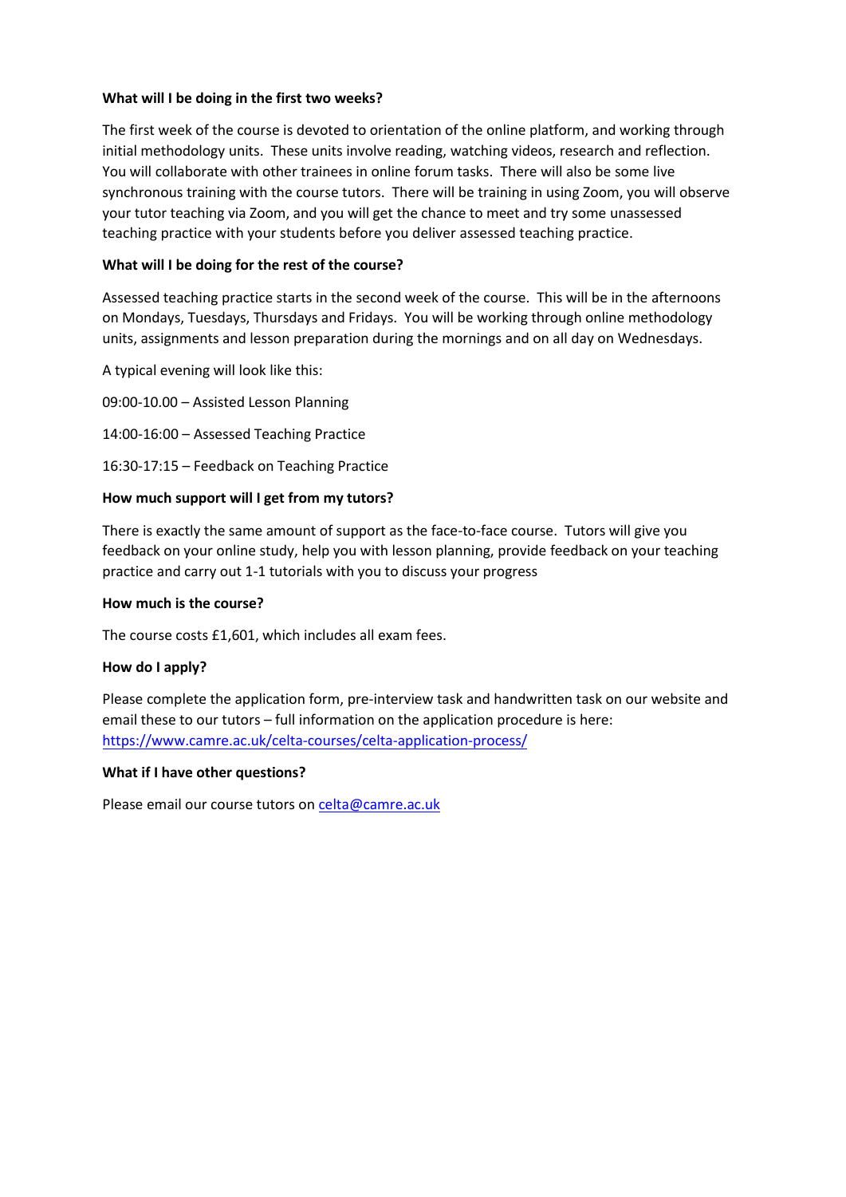**What will I be doing in the first two weeks?**

The first week of the course is devoted to orientation of the online platform, and working through initial methodology units. These units involve reading, watching videos, research and reflection. You will collaborate with other trainees in online forum tasks. There will also be some live synchronous training with the course tutors. There will be training in using Zoom, you will observe your tutor teaching via Zoom, and you will get the chance to meet and try some unassessed teaching practice with your students before you deliver assessed teaching practice.

**What will I be doing for the rest of the course?**

Assessed teaching practice starts in the second week of the course. This will be in the afternoons on Mondays, Tuesdays, Thursdays and Fridays. You will be working through online methodology units, assignments and lesson preparation during the mornings and on all day on Wednesdays.

A typical evening will look like this:

09:00-10.00 – Assisted Lesson Planning

14:00-16:00 – Assessed Teaching Practice

16:30-17:15 – Feedback on Teaching Practice

**How much support will I get from my tutors?**

There is exactly the same amount of support as the face-to-face course. Tutors will give you feedback on your online study, help you with lesson planning, provide feedback on your teaching practice and carry out 1-1 tutorials with you to discuss your progress

**How much is the course?**

The course costs £1,601, which includes all exam fees.

**How do I apply?**

Please complete the application form, pre-interview task and handwritten task on our website and email these to our tutors – full information on the application procedure is here: https://www.camre.ac.uk/celta-courses/celta-application-process/

**What if I have other questions?**

Please email our course tutors on celta@camre.ac.uk